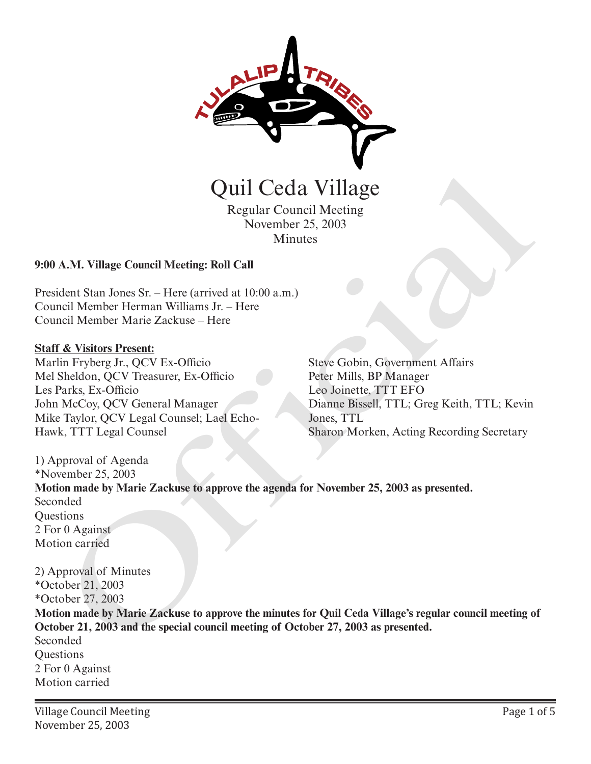# Quil Ceda Village

Regular Council Meeting
November 25, 2003
Minutes

**9:00 A.M. Village Council Meeting: Roll Call**

President Stan Jones Sr. – Here (arrived at 10:00 a.m.)
Council Member Herman Williams Jr. – Here
Council Member Marie Zackuse – Here

**Staff & Visitors Present:**

Marlin Fryberg Jr., QCV Ex-Officio
Mel Sheldon, QCV Treasurer, Ex-Officio
Les Parks, Ex-Officio
John McCoy, QCV General Manager
Mike Taylor, QCV Legal Counsel; Lael Echo-Hawk, TTT Legal Counsel
Steve Gobin, Government Affairs
Peter Mills, BP Manager
Leo Joinette, TTT EFO
Dianne Bissell, TTL; Greg Keith, TTL; Kevin Jones, TTL
Sharon Morken, Acting Recording Secretary

1) Approval of Agenda
*November 25, 2003
**Motion made by Marie Zackuse to approve the agenda for November 25, 2003 as presented.**
Seconded
Questions
2 For 0 Against
Motion carried

2) Approval of Minutes
*October 21, 2003
*October 27, 2003
**Motion made by Marie Zackuse to approve the minutes for Quil Ceda Village's regular council meeting of October 21, 2003 and the special council meeting of October 27, 2003 as presented.**
Seconded
Questions
2 For 0 Against
Motion carried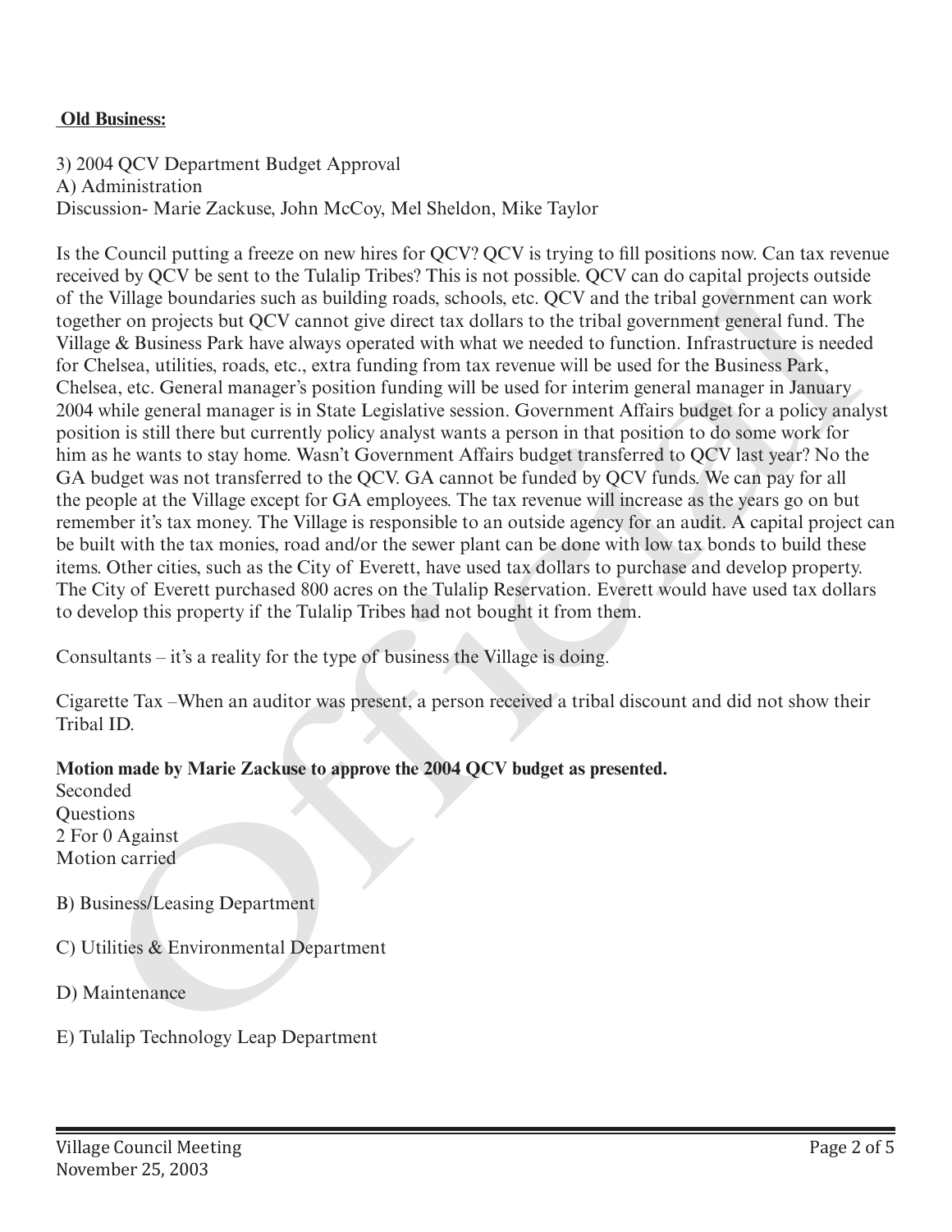**Old Business:**

3) 2004 QCV Department Budget Approval
A) Administration
Discussion- Marie Zackuse, John McCoy, Mel Sheldon, Mike Taylor

Is the Council putting a freeze on new hires for QCV? QCV is trying to fill positions now. Can tax revenue received by QCV be sent to the Tulalip Tribes? This is not possible. QCV can do capital projects outside of the Village boundaries such as building roads, schools, etc. QCV and the tribal government can work together on projects but QCV cannot give direct tax dollars to the tribal government general fund. The Village & Business Park have always operated with what we needed to function. Infrastructure is needed for Chelsea, utilities, roads, etc., extra funding from tax revenue will be used for the Business Park, Chelsea, etc. General manager's position funding will be used for interim general manager in January 2004 while general manager is in State Legislative session. Government Affairs budget for a policy analyst position is still there but currently policy analyst wants a person in that position to do some work for him as he wants to stay home. Wasn't Government Affairs budget transferred to QCV last year? No the GA budget was not transferred to the QCV. GA cannot be funded by QCV funds. We can pay for all the people at the Village except for GA employees. The tax revenue will increase as the years go on but remember it's tax money. The Village is responsible to an outside agency for an audit. A capital project can be built with the tax monies, road and/or the sewer plant can be done with low tax bonds to build these items. Other cities, such as the City of Everett, have used tax dollars to purchase and develop property. The City of Everett purchased 800 acres on the Tulalip Reservation. Everett would have used tax dollars to develop this property if the Tulalip Tribes had not bought it from them.

Consultants – it's a reality for the type of business the Village is doing.

Cigarette Tax –When an auditor was present, a person received a tribal discount and did not show their Tribal ID.

**Motion made by Marie Zackuse to approve the 2004 QCV budget as presented.**
Seconded
Questions
2 For 0 Against
Motion carried

B) Business/Leasing Department

C) Utilities & Environmental Department

D) Maintenance

E) Tulalip Technology Leap Department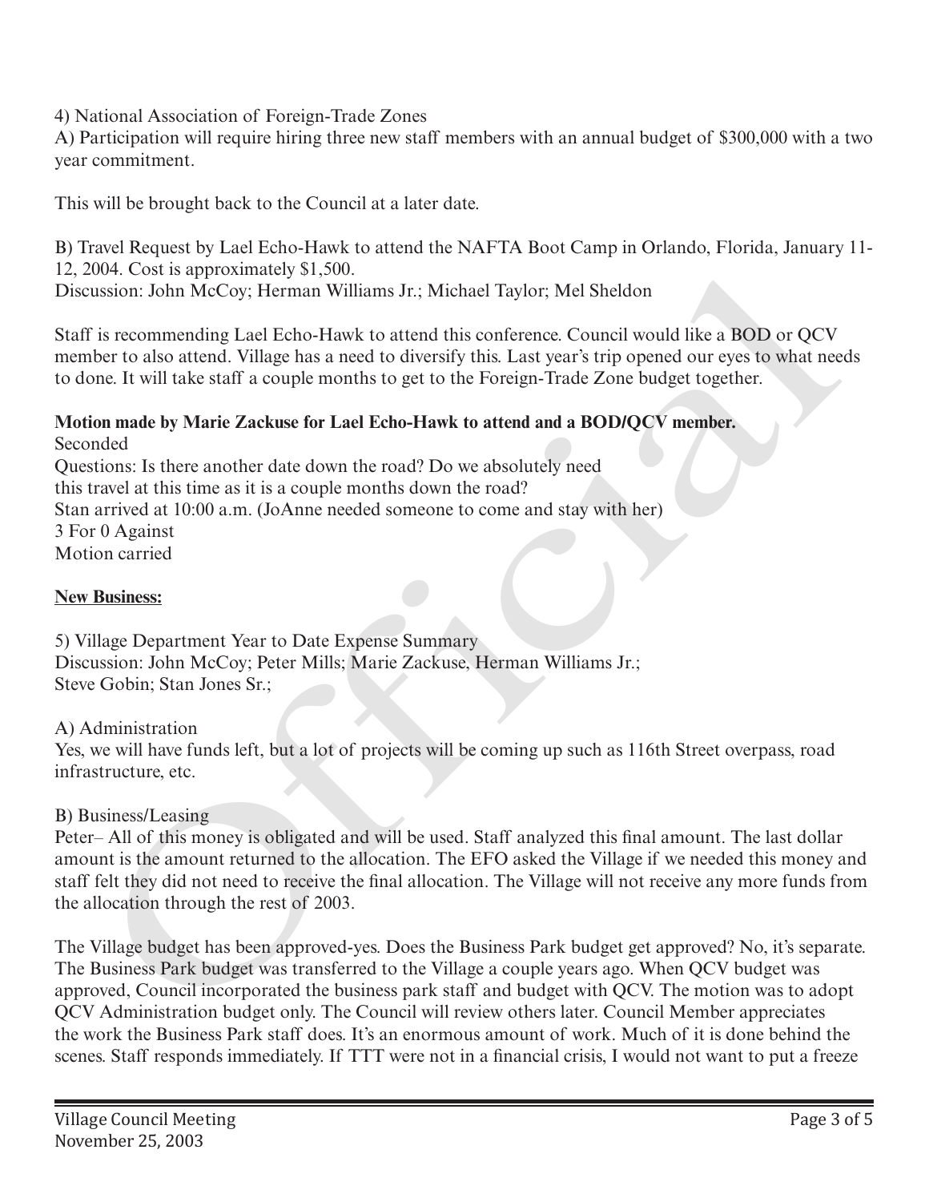4) National Association of Foreign-Trade Zones

A) Participation will require hiring three new staff members with an annual budget of $300,000 with a two year commitment.

This will be brought back to the Council at a later date.

B) Travel Request by Lael Echo-Hawk to attend the NAFTA Boot Camp in Orlando, Florida, January 11-12, 2004. Cost is approximately $1,500.
Discussion: John McCoy; Herman Williams Jr.; Michael Taylor; Mel Sheldon

Staff is recommending Lael Echo-Hawk to attend this conference. Council would like a BOD or QCV member to also attend. Village has a need to diversify this. Last year's trip opened our eyes to what needs to done. It will take staff a couple months to get to the Foreign-Trade Zone budget together.

**Motion made by Marie Zackuse for Lael Echo-Hawk to attend and a BOD/QCV member.**
Seconded
Questions: Is there another date down the road? Do we absolutely need this travel at this time as it is a couple months down the road?
Stan arrived at 10:00 a.m. (JoAnne needed someone to come and stay with her)
3 For 0 Against
Motion carried

**New Business:**

5) Village Department Year to Date Expense Summary
Discussion: John McCoy; Peter Mills; Marie Zackuse, Herman Williams Jr.; Steve Gobin; Stan Jones Sr.;

A) Administration
Yes, we will have funds left, but a lot of projects will be coming up such as 116th Street overpass, road infrastructure, etc.

B) Business/Leasing
Peter– All of this money is obligated and will be used. Staff analyzed this final amount. The last dollar amount is the amount returned to the allocation. The EFO asked the Village if we needed this money and staff felt they did not need to receive the final allocation. The Village will not receive any more funds from the allocation through the rest of 2003.

The Village budget has been approved-yes. Does the Business Park budget get approved? No, it's separate. The Business Park budget was transferred to the Village a couple years ago. When QCV budget was approved, Council incorporated the business park staff and budget with QCV. The motion was to adopt QCV Administration budget only. The Council will review others later. Council Member appreciates the work the Business Park staff does. It's an enormous amount of work. Much of it is done behind the scenes. Staff responds immediately. If TTT were not in a financial crisis, I would not want to put a freeze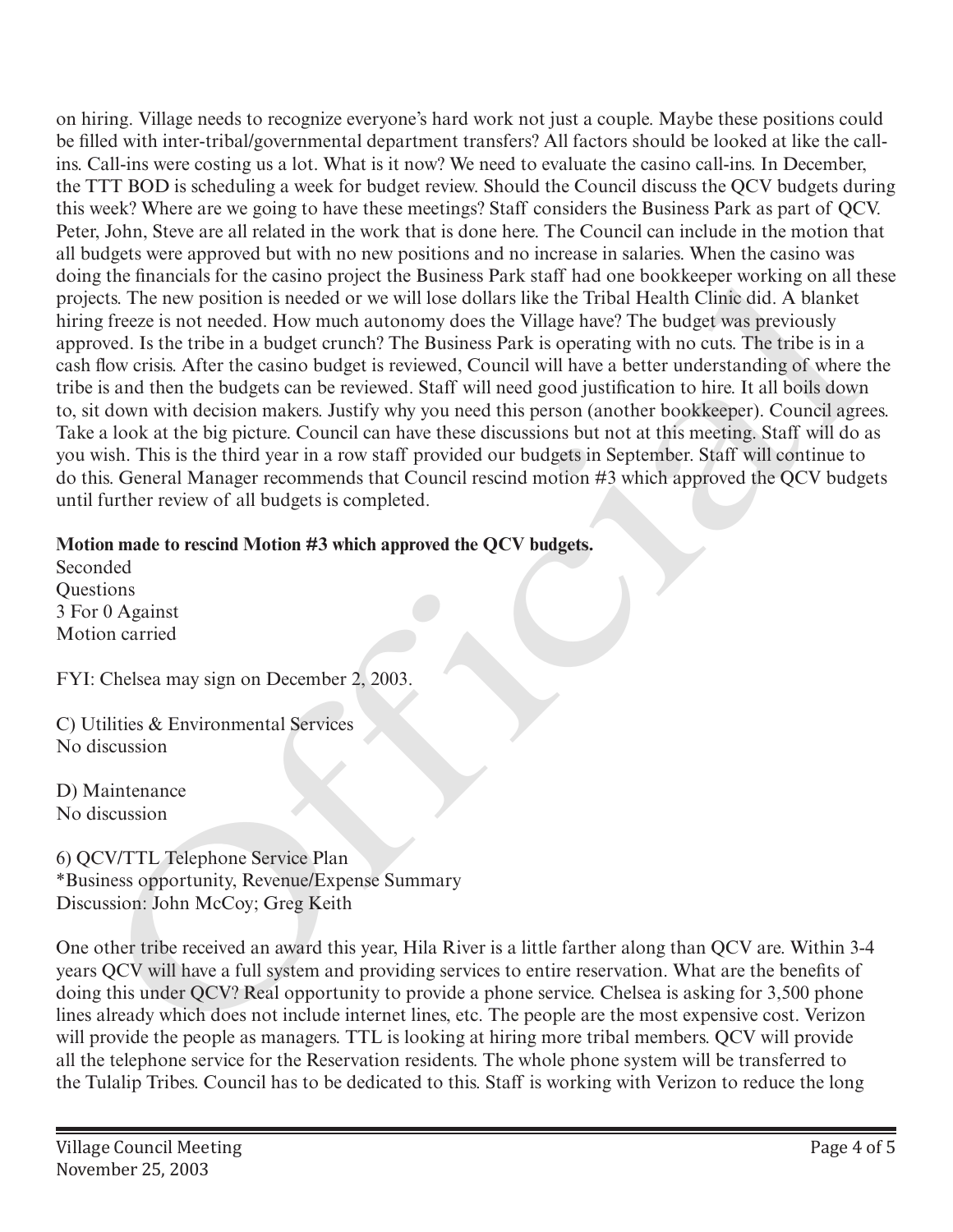on hiring. Village needs to recognize everyone's hard work not just a couple. Maybe these positions could be filled with inter-tribal/governmental department transfers? All factors should be looked at like the call-ins. Call-ins were costing us a lot. What is it now? We need to evaluate the casino call-ins. In December, the TTT BOD is scheduling a week for budget review. Should the Council discuss the QCV budgets during this week? Where are we going to have these meetings? Staff considers the Business Park as part of QCV. Peter, John, Steve are all related in the work that is done here. The Council can include in the motion that all budgets were approved but with no new positions and no increase in salaries. When the casino was doing the financials for the casino project the Business Park staff had one bookkeeper working on all these projects. The new position is needed or we will lose dollars like the Tribal Health Clinic did. A blanket hiring freeze is not needed. How much autonomy does the Village have? The budget was previously approved. Is the tribe in a budget crunch? The Business Park is operating with no cuts. The tribe is in a cash flow crisis. After the casino budget is reviewed, Council will have a better understanding of where the tribe is and then the budgets can be reviewed. Staff will need good justification to hire. It all boils down to, sit down with decision makers. Justify why you need this person (another bookkeeper). Council agrees. Take a look at the big picture. Council can have these discussions but not at this meeting. Staff will do as you wish. This is the third year in a row staff provided our budgets in September. Staff will continue to do this. General Manager recommends that Council rescind motion #3 which approved the QCV budgets until further review of all budgets is completed.

**Motion made to rescind Motion #3 which approved the QCV budgets.**
Seconded
Questions
3 For 0 Against
Motion carried

FYI: Chelsea may sign on December 2, 2003.

C) Utilities & Environmental Services
No discussion

D) Maintenance
No discussion

6) QCV/TTL Telephone Service Plan
*Business opportunity, Revenue/Expense Summary
Discussion: John McCoy; Greg Keith

One other tribe received an award this year, Hila River is a little farther along than QCV are. Within 3-4 years QCV will have a full system and providing services to entire reservation. What are the benefits of doing this under QCV? Real opportunity to provide a phone service. Chelsea is asking for 3,500 phone lines already which does not include internet lines, etc. The people are the most expensive cost. Verizon will provide the people as managers. TTL is looking at hiring more tribal members. QCV will provide all the telephone service for the Reservation residents. The whole phone system will be transferred to the Tulalip Tribes. Council has to be dedicated to this. Staff is working with Verizon to reduce the long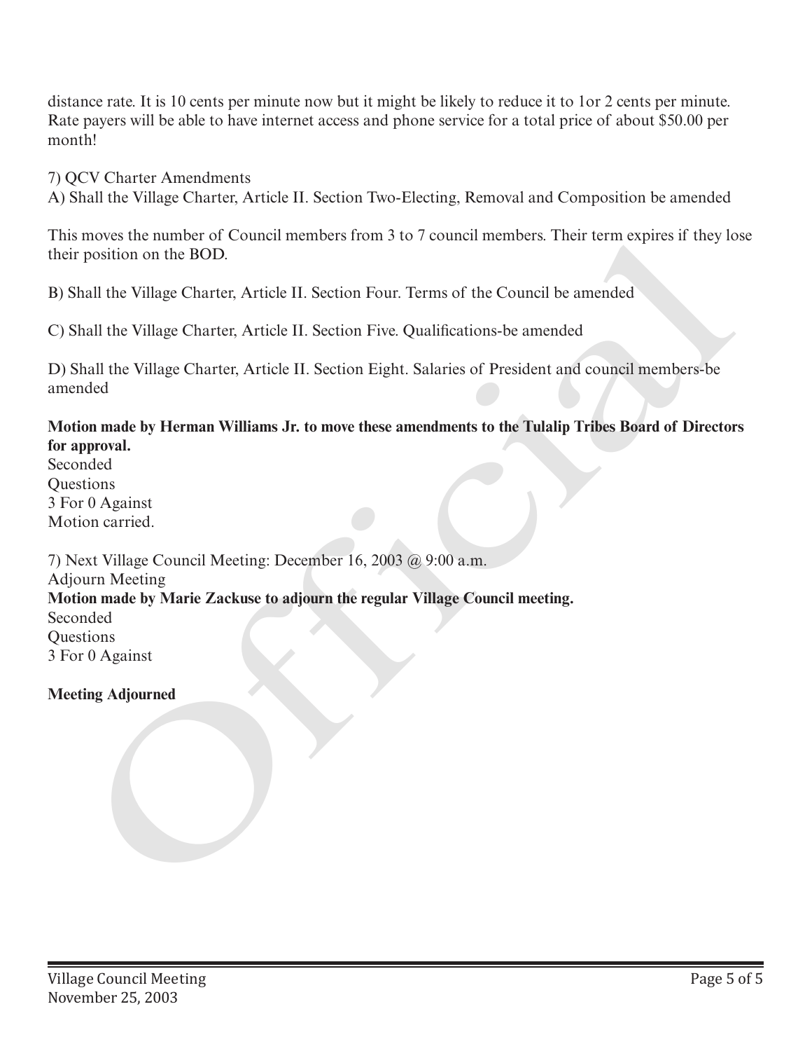distance rate. It is 10 cents per minute now but it might be likely to reduce it to 1or 2 cents per minute. Rate payers will be able to have internet access and phone service for a total price of about $50.00 per month!

7) QCV Charter Amendments

A) Shall the Village Charter, Article II. Section Two-Electing, Removal and Composition be amended

This moves the number of Council members from 3 to 7 council members. Their term expires if they lose their position on the BOD.

B) Shall the Village Charter, Article II. Section Four. Terms of the Council be amended

C) Shall the Village Charter, Article II. Section Five. Qualifications-be amended

D) Shall the Village Charter, Article II. Section Eight. Salaries of President and council members-be amended

**Motion made by Herman Williams Jr. to move these amendments to the Tulalip Tribes Board of Directors for approval.**
Seconded
Questions
3 For 0 Against
Motion carried.

7) Next Village Council Meeting: December 16, 2003 @ 9:00 a.m.
Adjourn Meeting
**Motion made by Marie Zackuse to adjourn the regular Village Council meeting.**
Seconded
Questions
3 For 0 Against

**Meeting Adjourned**